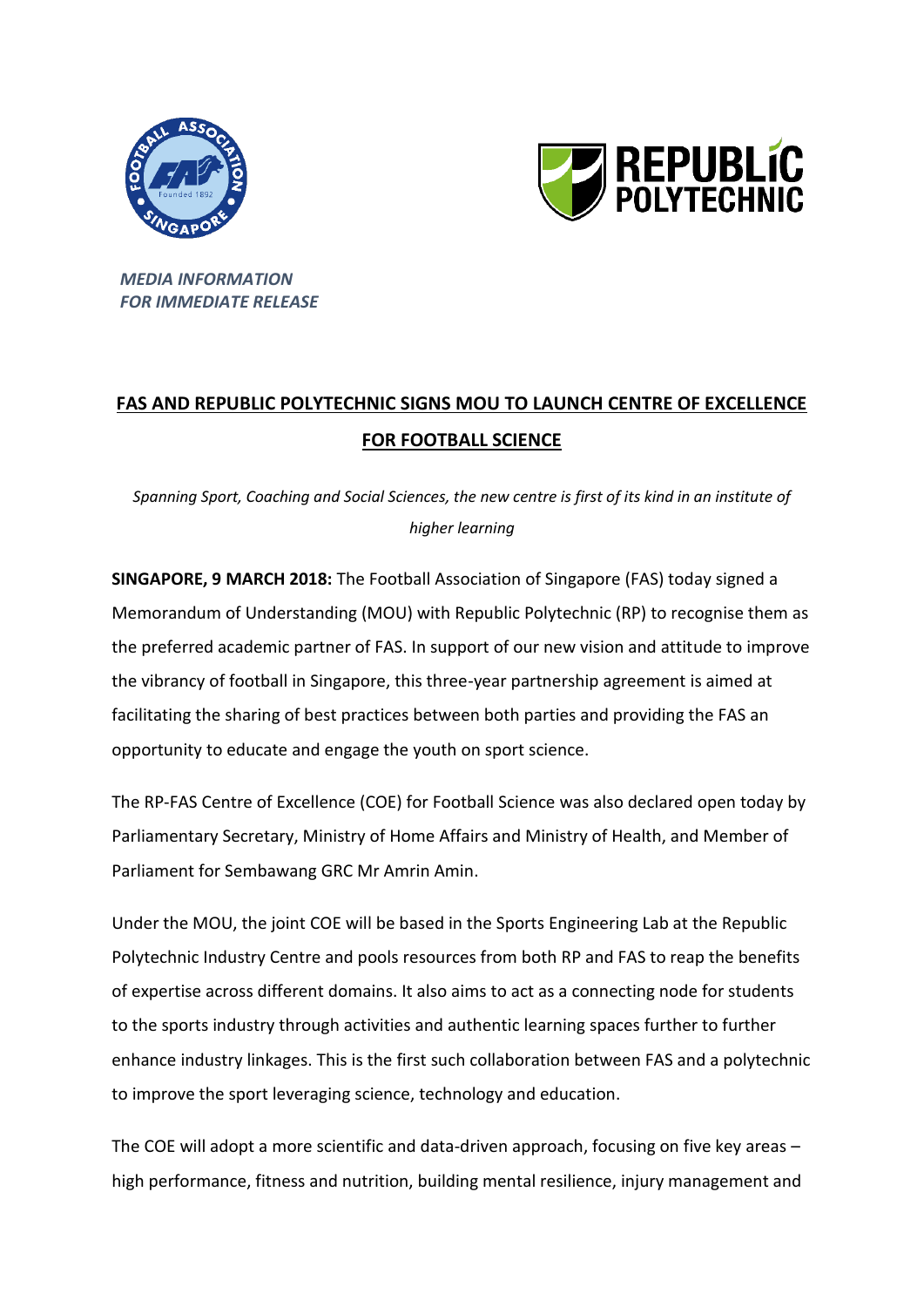*MEDIA INFORMATION*
*FOR IMMEDIATE RELEASE*

# FAS AND REPUBLIC POLYTECHNIC SIGNS MOU TO LAUNCH CENTRE OF EXCELLENCE FOR FOOTBALL SCIENCE

*Spanning Sport, Coaching and Social Sciences, the new centre is first of its kind in an institute of higher learning*

**SINGAPORE, 9 MARCH 2018:** The Football Association of Singapore (FAS) today signed a Memorandum of Understanding (MOU) with Republic Polytechnic (RP) to recognise them as the preferred academic partner of FAS. In support of our new vision and attitude to improve the vibrancy of football in Singapore, this three-year partnership agreement is aimed at facilitating the sharing of best practices between both parties and providing the FAS an opportunity to educate and engage the youth on sport science.

The RP-FAS Centre of Excellence (COE) for Football Science was also declared open today by Parliamentary Secretary, Ministry of Home Affairs and Ministry of Health, and Member of Parliament for Sembawang GRC Mr Amrin Amin.

Under the MOU, the joint COE will be based in the Sports Engineering Lab at the Republic Polytechnic Industry Centre and pools resources from both RP and FAS to reap the benefits of expertise across different domains. It also aims to act as a connecting node for students to the sports industry through activities and authentic learning spaces further to further enhance industry linkages. This is the first such collaboration between FAS and a polytechnic to improve the sport leveraging science, technology and education.

The COE will adopt a more scientific and data-driven approach, focusing on five key areas – high performance, fitness and nutrition, building mental resilience, injury management and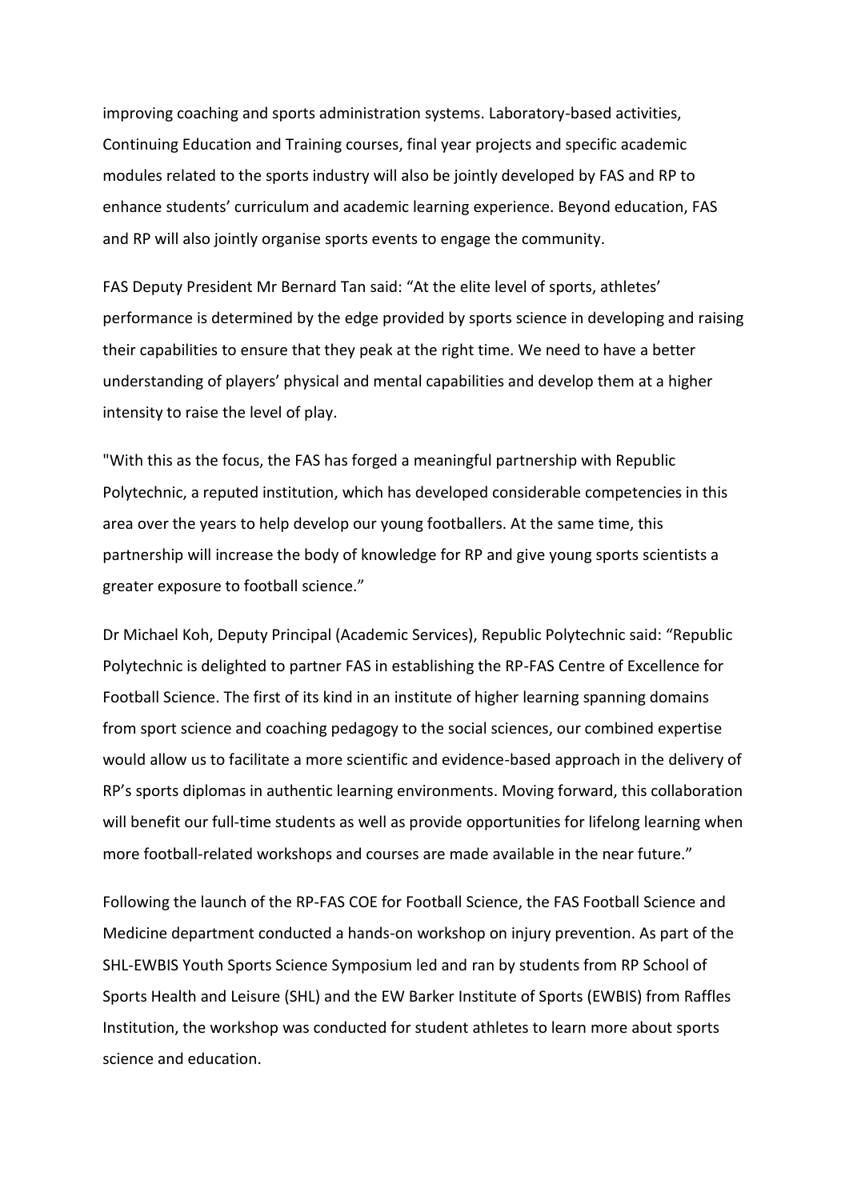improving coaching and sports administration systems. Laboratory-based activities, Continuing Education and Training courses, final year projects and specific academic modules related to the sports industry will also be jointly developed by FAS and RP to enhance students' curriculum and academic learning experience. Beyond education, FAS and RP will also jointly organise sports events to engage the community.

FAS Deputy President Mr Bernard Tan said: "At the elite level of sports, athletes' performance is determined by the edge provided by sports science in developing and raising their capabilities to ensure that they peak at the right time. We need to have a better understanding of players' physical and mental capabilities and develop them at a higher intensity to raise the level of play.

"With this as the focus, the FAS has forged a meaningful partnership with Republic Polytechnic, a reputed institution, which has developed considerable competencies in this area over the years to help develop our young footballers. At the same time, this partnership will increase the body of knowledge for RP and give young sports scientists a greater exposure to football science."

Dr Michael Koh, Deputy Principal (Academic Services), Republic Polytechnic said: "Republic Polytechnic is delighted to partner FAS in establishing the RP-FAS Centre of Excellence for Football Science. The first of its kind in an institute of higher learning spanning domains from sport science and coaching pedagogy to the social sciences, our combined expertise would allow us to facilitate a more scientific and evidence-based approach in the delivery of RP's sports diplomas in authentic learning environments. Moving forward, this collaboration will benefit our full-time students as well as provide opportunities for lifelong learning when more football-related workshops and courses are made available in the near future."

Following the launch of the RP-FAS COE for Football Science, the FAS Football Science and Medicine department conducted a hands-on workshop on injury prevention. As part of the SHL-EWBIS Youth Sports Science Symposium led and ran by students from RP School of Sports Health and Leisure (SHL) and the EW Barker Institute of Sports (EWBIS) from Raffles Institution, the workshop was conducted for student athletes to learn more about sports science and education.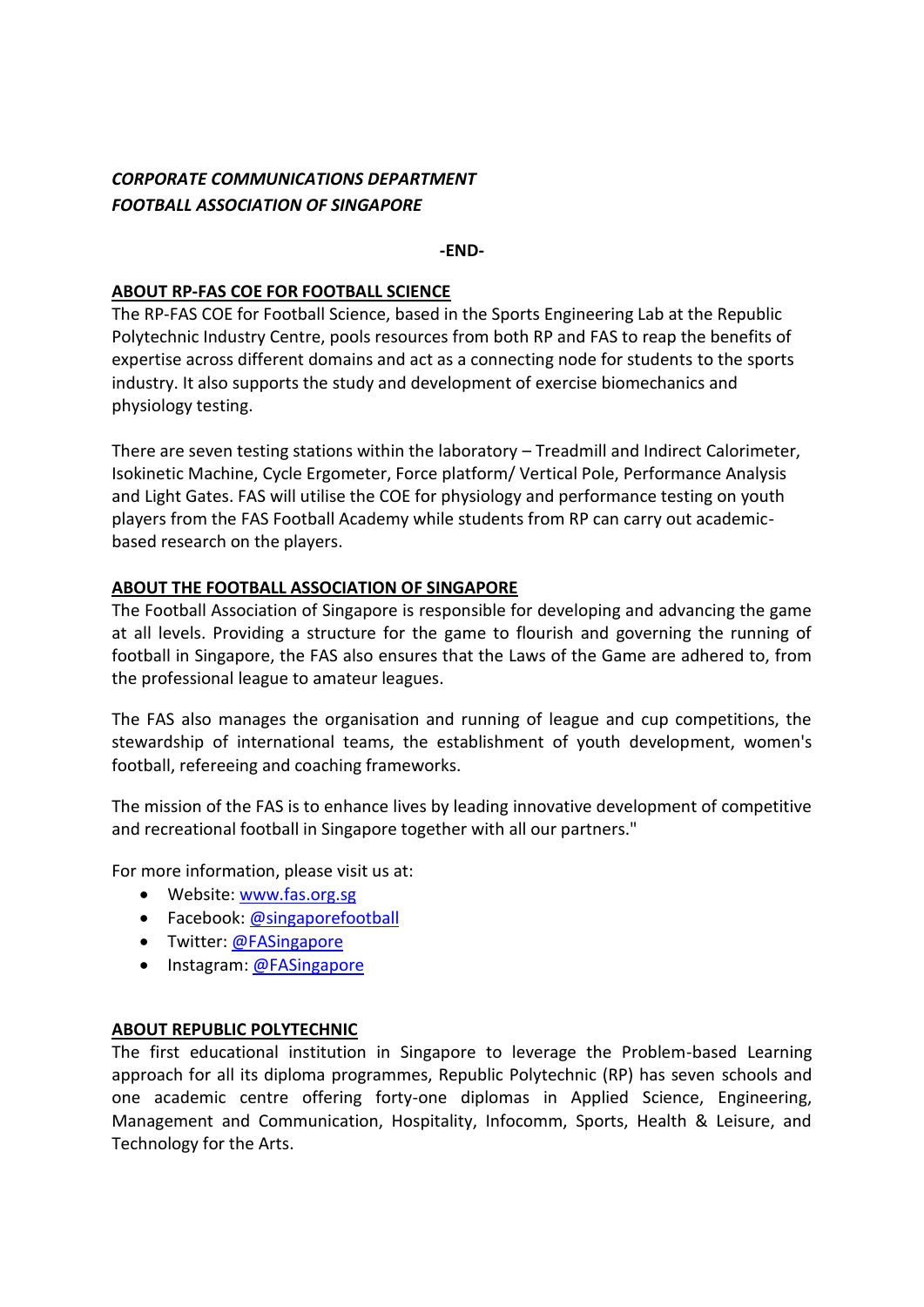***CORPORATE COMMUNICATIONS DEPARTMENT***
***FOOTBALL ASSOCIATION OF SINGAPORE***

**-END-**

## ABOUT RP-FAS COE FOR FOOTBALL SCIENCE

The RP-FAS COE for Football Science, based in the Sports Engineering Lab at the Republic Polytechnic Industry Centre, pools resources from both RP and FAS to reap the benefits of expertise across different domains and act as a connecting node for students to the sports industry. It also supports the study and development of exercise biomechanics and physiology testing.

There are seven testing stations within the laboratory – Treadmill and Indirect Calorimeter, Isokinetic Machine, Cycle Ergometer, Force platform/ Vertical Pole, Performance Analysis and Light Gates. FAS will utilise the COE for physiology and performance testing on youth players from the FAS Football Academy while students from RP can carry out academic-based research on the players.

## ABOUT THE FOOTBALL ASSOCIATION OF SINGAPORE

The Football Association of Singapore is responsible for developing and advancing the game at all levels. Providing a structure for the game to flourish and governing the running of football in Singapore, the FAS also ensures that the Laws of the Game are adhered to, from the professional league to amateur leagues.

The FAS also manages the organisation and running of league and cup competitions, the stewardship of international teams, the establishment of youth development, women's football, refereeing and coaching frameworks.

The mission of the FAS is to enhance lives by leading innovative development of competitive and recreational football in Singapore together with all our partners."

For more information, please visit us at:

- Website: www.fas.org.sg
- Facebook: @singaporefootball
- Twitter: @FASingapore
- Instagram: @FASingapore

## ABOUT REPUBLIC POLYTECHNIC

The first educational institution in Singapore to leverage the Problem-based Learning approach for all its diploma programmes, Republic Polytechnic (RP) has seven schools and one academic centre offering forty-one diplomas in Applied Science, Engineering, Management and Communication, Hospitality, Infocomm, Sports, Health & Leisure, and Technology for the Arts.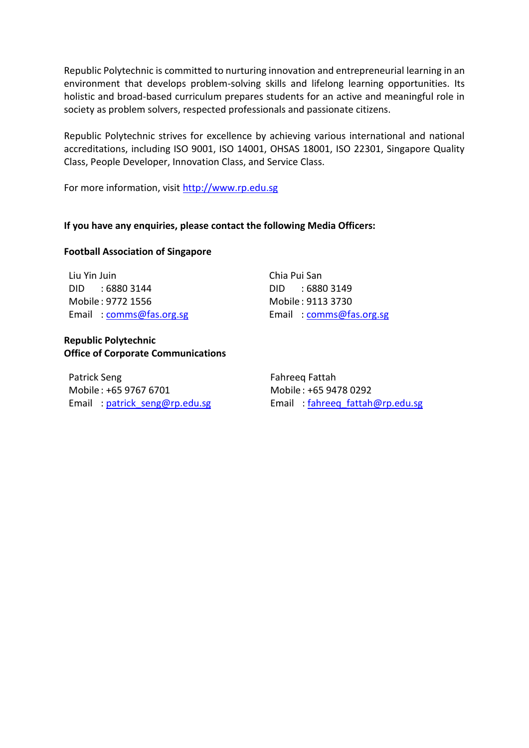Republic Polytechnic is committed to nurturing innovation and entrepreneurial learning in an environment that develops problem-solving skills and lifelong learning opportunities. Its holistic and broad-based curriculum prepares students for an active and meaningful role in society as problem solvers, respected professionals and passionate citizens.

Republic Polytechnic strives for excellence by achieving various international and national accreditations, including ISO 9001, ISO 14001, OHSAS 18001, ISO 22301, Singapore Quality Class, People Developer, Innovation Class, and Service Class.

For more information, visit [http://www.rp.edu.sg](http://www.rp.edu.sg)

**If you have any enquiries, please contact the following Media Officers:**

**Football Association of Singapore**

Liu Yin Juin
DID : 6880 3144
Mobile : 9772 1556
Email : comms@fas.org.sg

Chia Pui San
DID : 6880 3149
Mobile : 9113 3730
Email : comms@fas.org.sg

**Republic Polytechnic**
**Office of Corporate Communications**

Patrick Seng
Mobile : +65 9767 6701
Email : patrick_seng@rp.edu.sg

Fahreeq Fattah
Mobile : +65 9478 0292
Email : fahreeq_fattah@rp.edu.sg